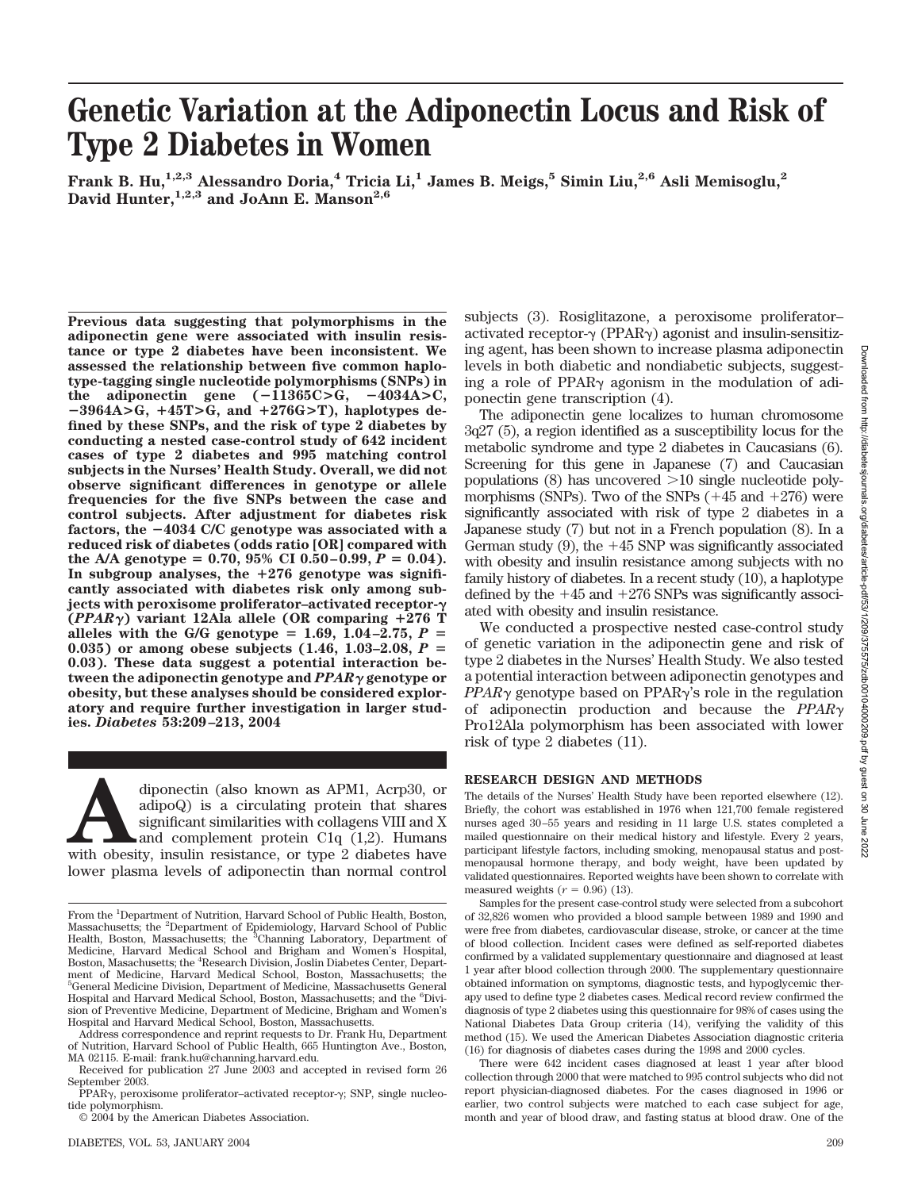# Genetic Variation at the Adiponectin Locus and Risk of Type 2 Diabetes in Women

**Frank B. Hu,[1,2,3] Alessandro Doria,[4] Tricia Li,[1] James B. Meigs,[5] Simin Liu,[2,6] Asli Memisoglu,[2] David Hunter,[1,2,3] and JoAnn E. Manson[2,6]**

**Previous data suggesting that polymorphisms in the adiponectin gene were associated with insulin resistance or type 2 diabetes have been inconsistent. We assessed the relationship between five common haplotype-tagging single nucleotide polymorphisms (SNPs) in the adiponectin gene (−11365C>G, −4034A>C, −3964A>G, +45T>G, and +276G>T), haplotypes defined by these SNPs, and the risk of type 2 diabetes by conducting a nested case-control study of 642 incident cases of type 2 diabetes and 995 matching control subjects in the Nurses' Health Study. Overall, we did not observe significant differences in genotype or allele frequencies for the five SNPs between the case and control subjects. After adjustment for diabetes risk factors, the −4034 C/C genotype was associated with a reduced risk of diabetes (odds ratio [OR] compared with the A/A genotype = 0.70, 95% CI 0.50–0.99, $P = 0.04$). In subgroup analyses, the +276 genotype was significantly associated with diabetes risk only among subjects with peroxisome proliferator–activated receptor-γ (*PPARγ*) variant 12Ala allele (OR comparing +276 T alleles with the G/G genotype = 1.69, 1.04–2.75, $P = 0.035$) or among obese subjects (1.46, 1.03–2.08, $P = 0.03$). These data suggest a potential interaction between the adiponectin genotype and *PPARγ* genotype or obesity, but these analyses should be considered exploratory and require further investigation in larger studies.** ***Diabetes* 53:209–213, 2004**

Adiponectin (also known as APM1, Acrp30, or adipoQ) is a circulating protein that shares significant similarities with collagens VIII and X and complement protein C1q (1,2). Humans with obesity, insulin resistance, or type 2 diabetes have lower plasma levels of adiponectin than normal control subjects (3). Rosiglitazone, a peroxisome proliferator–activated receptor-γ (PPARγ) agonist and insulin-sensitizing agent, has been shown to increase plasma adiponectin levels in both diabetic and nondiabetic subjects, suggesting a role of PPARγ agonism in the modulation of adiponectin gene transcription (4).

The adiponectin gene localizes to human chromosome 3q27 (5), a region identified as a susceptibility locus for the metabolic syndrome and type 2 diabetes in Caucasians (6). Screening for this gene in Japanese (7) and Caucasian populations (8) has uncovered >10 single nucleotide polymorphisms (SNPs). Two of the SNPs (+45 and +276) were significantly associated with risk of type 2 diabetes in a Japanese study (7) but not in a French population (8). In a German study (9), the +45 SNP was significantly associated with obesity and insulin resistance among subjects with no family history of diabetes. In a recent study (10), a haplotype defined by the +45 and +276 SNPs was significantly associated with obesity and insulin resistance.

We conducted a prospective nested case-control study of genetic variation in the adiponectin gene and risk of type 2 diabetes in the Nurses' Health Study. We also tested a potential interaction between adiponectin genotypes and *PPARγ* genotype based on PPARγ's role in the regulation of adiponectin production and because the *PPARγ* Pro12Ala polymorphism has been associated with lower risk of type 2 diabetes (11).

## RESEARCH DESIGN AND METHODS

The details of the Nurses' Health Study have been reported elsewhere (12). Briefly, the cohort was established in 1976 when 121,700 female registered nurses aged 30–55 years and residing in 11 large U.S. states completed a mailed questionnaire on their medical history and lifestyle. Every 2 years, participant lifestyle factors, including smoking, menopausal status and postmenopausal hormone therapy, and body weight, have been updated by validated questionnaires. Reported weights have been shown to correlate with measured weights ($r = 0.96$) (13).

Samples for the present case-control study were selected from a subcohort of 32,826 women who provided a blood sample between 1989 and 1990 and were free from diabetes, cardiovascular disease, stroke, or cancer at the time of blood collection. Incident cases were defined as self-reported diabetes confirmed by a validated supplementary questionnaire and diagnosed at least 1 year after blood collection through 2000. The supplementary questionnaire obtained information on symptoms, diagnostic tests, and hypoglycemic therapy used to define type 2 diabetes cases. Medical record review confirmed the diagnosis of type 2 diabetes using this questionnaire for 98% of cases using the National Diabetes Data Group criteria (14), verifying the validity of this method (15). We used the American Diabetes Association diagnostic criteria (16) for diagnosis of diabetes cases during the 1998 and 2000 cycles.

There were 642 incident cases diagnosed at least 1 year after blood collection through 2000 that were matched to 995 control subjects who did not report physician-diagnosed diabetes. For the cases diagnosed in 1996 or earlier, two control subjects were matched to each case subject for age, month and year of blood draw, and fasting status at blood draw. One of the

From the [1]Department of Nutrition, Harvard School of Public Health, Boston, Massachusetts; the [2]Department of Epidemiology, Harvard School of Public Health, Boston, Massachusetts; the [3]Channing Laboratory, Department of Medicine, Harvard Medical School and Brigham and Women's Hospital, Boston, Masachusetts; the [4]Research Division, Joslin Diabetes Center, Department of Medicine, Harvard Medical School, Boston, Massachusetts; the [5]General Medicine Division, Department of Medicine, Massachusetts General Hospital and Harvard Medical School, Boston, Massachusetts; and the [6]Division of Preventive Medicine, Department of Medicine, Brigham and Women's Hospital and Harvard Medical School, Boston, Massachusetts.

Address correspondence and reprint requests to Dr. Frank Hu, Department of Nutrition, Harvard School of Public Health, 665 Huntington Ave., Boston, MA 02115. E-mail: frank.hu@channing.harvard.edu.

Received for publication 27 June 2003 and accepted in revised form 26 September 2003.

PPARγ, peroxisome proliferator–activated receptor-γ; SNP, single nucleotide polymorphism.

© 2004 by the American Diabetes Association.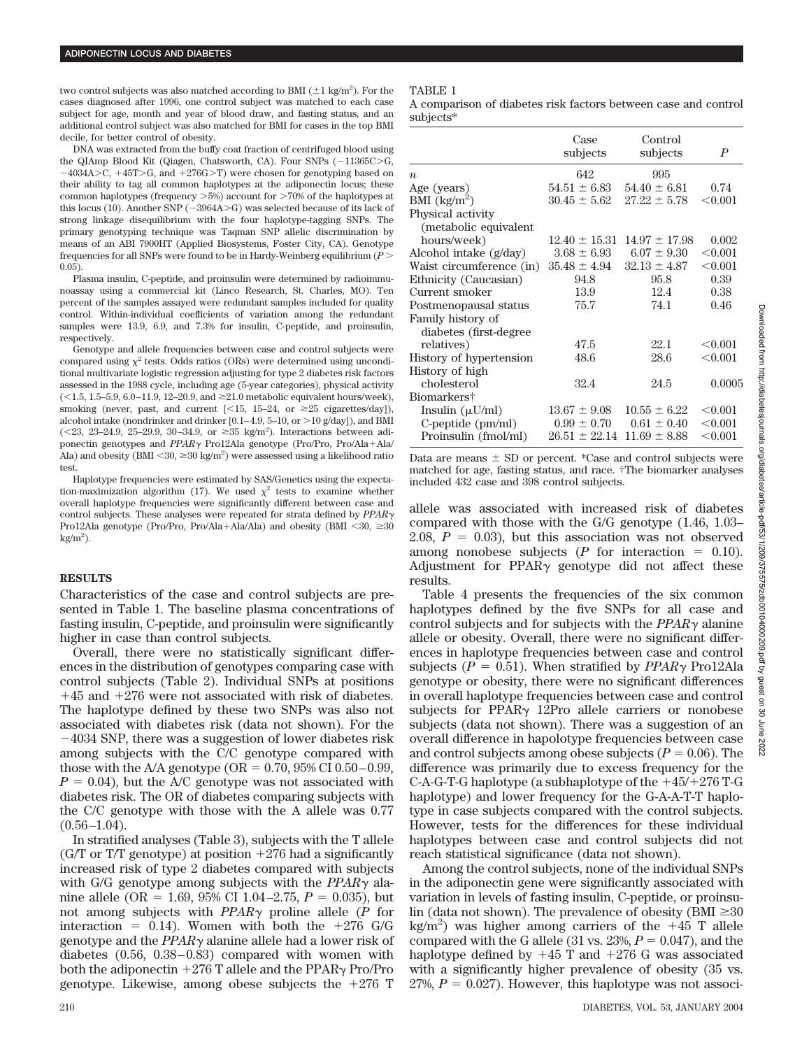two control subjects was also matched according to BMI (±1 kg/m²). For the cases diagnosed after 1996, one control subject was matched to each case subject for age, month and year of blood draw, and fasting status, and an additional control subject was also matched for BMI for cases in the top BMI decile, for better control of obesity.

DNA was extracted from the buffy coat fraction of centrifuged blood using the QIAmp Blood Kit (Qiagen, Chatsworth, CA). Four SNPs (−11365C>G, −4034A>C, +45T>G, and +276G>T) were chosen for genotyping based on their ability to tag all common haplotypes at the adiponectin locus; these common haplotypes (frequency >5%) account for >70% of the haplotypes at this locus (10). Another SNP (−3964A>G) was selected because of its lack of strong linkage disequilibrium with the four haplotype-tagging SNPs. The primary genotyping technique was Taqman SNP allelic discrimination by means of an ABI 7900HT (Applied Biosystems, Foster City, CA). Genotype frequencies for all SNPs were found to be in Hardy-Weinberg equilibrium ($P >$ 0.05).

Plasma insulin, C-peptide, and proinsulin were determined by radioimmunoassay using a commercial kit (Linco Research, St. Charles, MO). Ten percent of the samples assayed were redundant samples included for quality control. Within-individual coefficients of variation among the redundant samples were 13.9, 6.9, and 7.3% for insulin, C-peptide, and proinsulin, respectively.

Genotype and allele frequencies between case and control subjects were compared using $\chi^2$ tests. Odds ratios (ORs) were determined using unconditional multivariate logistic regression adjusting for type 2 diabetes risk factors assessed in the 1988 cycle, including age (5-year categories), physical activity (<1.5, 1.5–5.9, 6.0–11.9, 12–20.9, and ≥21.0 metabolic equivalent hours/week), smoking (never, past, and current [<15, 15–24, or ≥25 cigarettes/day]), alcohol intake (nondrinker and drinker [0.1–4.9, 5–10, or >10 g/day]), and BMI (<23, 23–24.9, 25–29.9, 30–34.9, or ≥35 kg/m²). Interactions between adiponectin genotypes and *PPARγ* Pro12Ala genotype (Pro/Pro, Pro/Ala+Ala/Ala) and obesity (BMI <30, ≥30 kg/m²) were assessed using a likelihood ratio test.

Haplotype frequencies were estimated by SAS/Genetics using the expectation-maximization algorithm (17). We used $\chi^2$ tests to examine whether overall haplotype frequencies were significantly different between case and control subjects. These analyses were repeated for strata defined by *PPARγ* Pro12Ala genotype (Pro/Pro, Pro/Ala+Ala/Ala) and obesity (BMI <30, ≥30 kg/m²).

## RESULTS

Characteristics of the case and control subjects are presented in Table 1. The baseline plasma concentrations of fasting insulin, C-peptide, and proinsulin were significantly higher in case than control subjects.

Overall, there were no statistically significant differences in the distribution of genotypes comparing case with control subjects (Table 2). Individual SNPs at positions +45 and +276 were not associated with risk of diabetes. The haplotype defined by these two SNPs was also not associated with diabetes risk (data not shown). For the −4034 SNP, there was a suggestion of lower diabetes risk among subjects with the C/C genotype compared with those with the A/A genotype (OR = 0.70, 95% CI 0.50–0.99, $P = 0.04$), but the A/C genotype was not associated with diabetes risk. The OR of diabetes comparing subjects with the C/C genotype with those with the A allele was 0.77 (0.56–1.04).

In stratified analyses (Table 3), subjects with the T allele (G/T or T/T genotype) at position +276 had a significantly increased risk of type 2 diabetes compared with subjects with G/G genotype among subjects with the *PPARγ* alanine allele (OR = 1.69, 95% CI 1.04–2.75, $P = 0.035$), but not among subjects with *PPARγ* proline allele ($P$ for interaction = 0.14). Women with both the +276 G/G genotype and the *PPARγ* alanine allele had a lower risk of diabetes (0.56, 0.38–0.83) compared with women with both the adiponectin +276 T allele and the PPARγ Pro/Pro genotype. Likewise, among obese subjects the +276 T allele was associated with increased risk of diabetes compared with those with the G/G genotype (1.46, 1.03–2.08, $P = 0.03$), but this association was not observed among nonobese subjects ($P$ for interaction = 0.10). Adjustment for PPARγ genotype did not affect these results.

Table 4 presents the frequencies of the six common haplotypes defined by the five SNPs for all case and control subjects and for subjects with the *PPARγ* alanine allele or obesity. Overall, there were no significant differences in haplotype frequencies between case and control subjects ($P = 0.51$). When stratified by *PPARγ* Pro12Ala genotype or obesity, there were no significant differences in overall haplotype frequencies between case and control subjects for PPARγ 12Pro allele carriers or nonobese subjects (data not shown). There was a suggestion of an overall difference in hapolotype frequencies between case and control subjects among obese subjects ($P = 0.06$). The difference was primarily due to excess frequency for the C-A-G-T-G haplotype (a subhaplotype of the +45/+276 T-G haplotype) and lower frequency for the G-A-A-T-T haplotype in case subjects compared with the control subjects. However, tests for the differences for these individual haplotypes between case and control subjects did not reach statistical significance (data not shown).

Among the control subjects, none of the individual SNPs in the adiponectin gene were significantly associated with variation in levels of fasting insulin, C-peptide, or proinsulin (data not shown). The prevalence of obesity (BMI ≥30 kg/m²) was higher among carriers of the +45 T allele compared with the G allele (31 vs. 23%, $P = 0.047$), and the haplotype defined by +45 T and +276 G was associated with a significantly higher prevalence of obesity (35 vs. 27%, $P = 0.027$). However, this haplotype was not associ-

TABLE 1
A comparison of diabetes risk factors between case and control subjects*

| | Case subjects | Control subjects | $P$ |
|---|---|---|---|
| $n$ | 642 | 995 | |
| Age (years) | 54.51 ± 6.83 | 54.40 ± 6.81 | 0.74 |
| BMI (kg/m²) | 30.45 ± 5.62 | 27.22 ± 5.78 | <0.001 |
| Physical activity (metabolic equivalent hours/week) | 12.40 ± 15.31 | 14.97 ± 17.98 | 0.002 |
| Alcohol intake (g/day) | 3.68 ± 6.93 | 6.07 ± 9.30 | <0.001 |
| Waist circumference (in) | 35.48 ± 4.94 | 32.13 ± 4.87 | <0.001 |
| Ethnicity (Caucasian) | 94.8 | 95.8 | 0.39 |
| Current smoker | 13.9 | 12.4 | 0.38 |
| Postmenopausal status | 75.7 | 74.1 | 0.46 |
| Family history of diabetes (first-degree relatives) | 47.5 | 22.1 | <0.001 |
| History of hypertension | 48.6 | 28.6 | <0.001 |
| History of high cholesterol | 32.4 | 24.5 | 0.0005 |
| Biomarkers† | | | |
| Insulin (μU/ml) | 13.67 ± 9.08 | 10.55 ± 6.22 | <0.001 |
| C-peptide (pm/ml) | 0.99 ± 0.70 | 0.61 ± 0.40 | <0.001 |
| Proinsulin (fmol/ml) | 26.51 ± 22.14 | 11.69 ± 8.88 | <0.001 |

Data are means ± SD or percent. *Case and control subjects were matched for age, fasting status, and race. †The biomarker analyses included 432 case and 398 control subjects.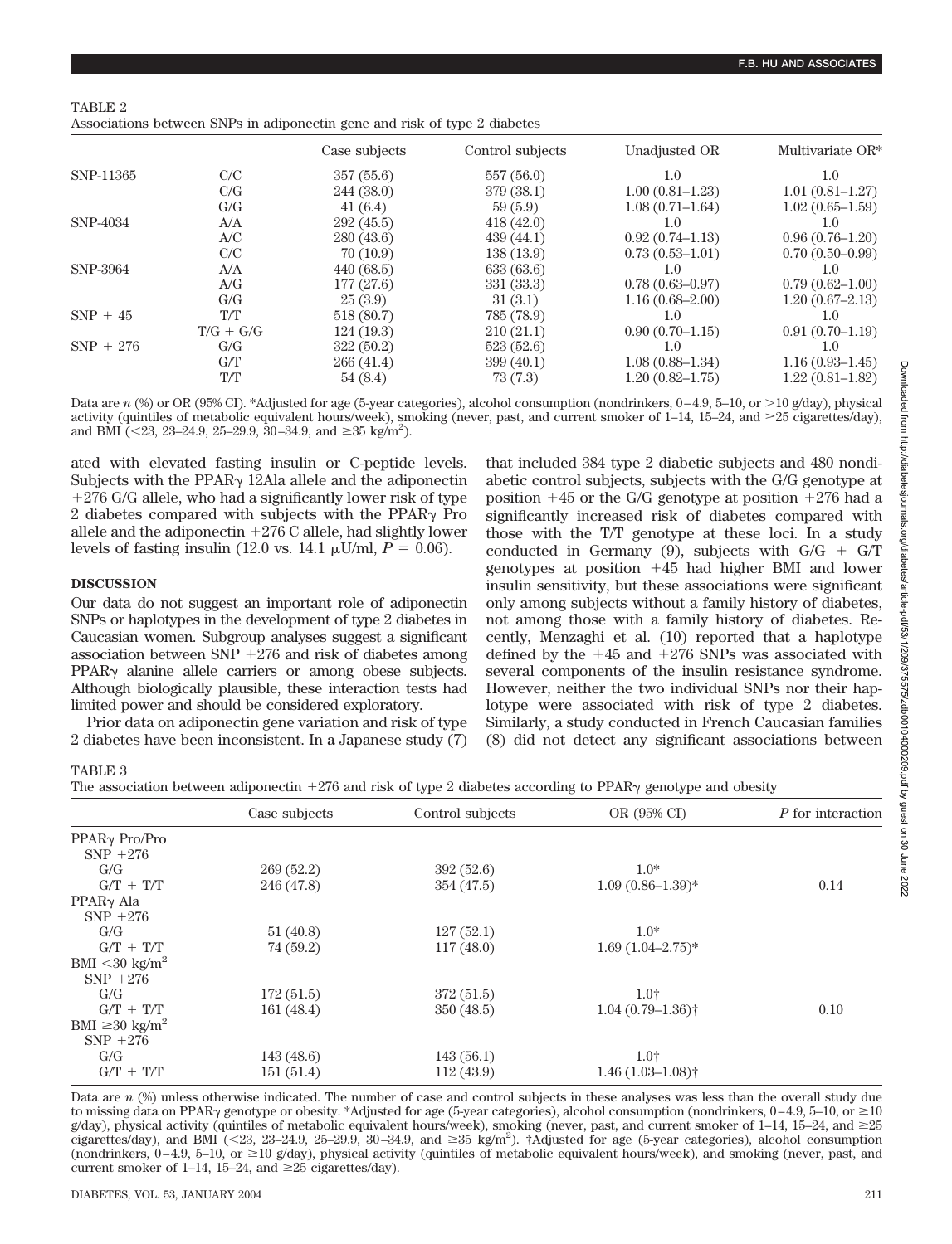TABLE 2

Associations between SNPs in adiponectin gene and risk of type 2 diabetes

| | | Case subjects | Control subjects | Unadjusted OR | Multivariate OR* |
|---|---|---|---|---|---|
| SNP-11365 | C/C | 357 (55.6) | 557 (56.0) | 1.0 | 1.0 |
| | C/G | 244 (38.0) | 379 (38.1) | 1.00 (0.81–1.23) | 1.01 (0.81–1.27) |
| | G/G | 41 (6.4) | 59 (5.9) | 1.08 (0.71–1.64) | 1.02 (0.65–1.59) |
| SNP-4034 | A/A | 292 (45.5) | 418 (42.0) | 1.0 | 1.0 |
| | A/C | 280 (43.6) | 439 (44.1) | 0.92 (0.74–1.13) | 0.96 (0.76–1.20) |
| | C/C | 70 (10.9) | 138 (13.9) | 0.73 (0.53–1.01) | 0.70 (0.50–0.99) |
| SNP-3964 | A/A | 440 (68.5) | 633 (63.6) | 1.0 | 1.0 |
| | A/G | 177 (27.6) | 331 (33.3) | 0.78 (0.63–0.97) | 0.79 (0.62–1.00) |
| | G/G | 25 (3.9) | 31 (3.1) | 1.16 (0.68–2.00) | 1.20 (0.67–2.13) |
| SNP + 45 | T/T | 518 (80.7) | 785 (78.9) | 1.0 | 1.0 |
| | T/G + G/G | 124 (19.3) | 210 (21.1) | 0.90 (0.70–1.15) | 0.91 (0.70–1.19) |
| SNP + 276 | G/G | 322 (50.2) | 523 (52.6) | 1.0 | 1.0 |
| | G/T | 266 (41.4) | 399 (40.1) | 1.08 (0.88–1.34) | 1.16 (0.93–1.45) |
| | T/T | 54 (8.4) | 73 (7.3) | 1.20 (0.82–1.75) | 1.22 (0.81–1.82) |

Data are *n* (%) or OR (95% CI). *Adjusted for age (5-year categories), alcohol consumption (nondrinkers, 0–4.9, 5–10, or >10 g/day), physical activity (quintiles of metabolic equivalent hours/week), smoking (never, past, and current smoker of 1–14, 15–24, and ≥25 cigarettes/day), and BMI (<23, 23–24.9, 25–29.9, 30–34.9, and ≥35 kg/m$^2$).

ated with elevated fasting insulin or C-peptide levels. Subjects with the PPARγ 12Ala allele and the adiponectin +276 G/G allele, who had a significantly lower risk of type 2 diabetes compared with subjects with the PPARγ Pro allele and the adiponectin +276 C allele, had slightly lower levels of fasting insulin (12.0 vs. 14.1 μU/ml, $P = 0.06$).

## DISCUSSION

Our data do not suggest an important role of adiponectin SNPs or haplotypes in the development of type 2 diabetes in Caucasian women. Subgroup analyses suggest a significant association between SNP +276 and risk of diabetes among PPARγ alanine allele carriers or among obese subjects. Although biologically plausible, these interaction tests had limited power and should be considered exploratory.

Prior data on adiponectin gene variation and risk of type 2 diabetes have been inconsistent. In a Japanese study (7) that included 384 type 2 diabetic subjects and 480 nondiabetic control subjects, subjects with the G/G genotype at position +45 or the G/G genotype at position +276 had a significantly increased risk of diabetes compared with those with the T/T genotype at these loci. In a study conducted in Germany (9), subjects with G/G + G/T genotypes at position +45 had higher BMI and lower insulin sensitivity, but these associations were significant only among subjects without a family history of diabetes, not among those with a family history of diabetes. Recently, Menzaghi et al. (10) reported that a haplotype defined by the +45 and +276 SNPs was associated with several components of the insulin resistance syndrome. However, neither the two individual SNPs nor their haplotype were associated with risk of type 2 diabetes. Similarly, a study conducted in French Caucasian families (8) did not detect any significant associations between

TABLE 3

The association between adiponectin +276 and risk of type 2 diabetes according to PPARγ genotype and obesity

| | Case subjects | Control subjects | OR (95% CI) | *P* for interaction |
|---|---|---|---|---|
| PPARγ Pro/Pro | | | | |
| SNP +276 | | | | |
| G/G | 269 (52.2) | 392 (52.6) | 1.0* | |
| G/T + T/T | 246 (47.8) | 354 (47.5) | 1.09 (0.86–1.39)* | 0.14 |
| PPARγ Ala | | | | |
| SNP +276 | | | | |
| G/G | 51 (40.8) | 127 (52.1) | 1.0* | |
| G/T + T/T | 74 (59.2) | 117 (48.0) | 1.69 (1.04–2.75)* | |
| BMI <30 kg/m$^2$ | | | | |
| SNP +276 | | | | |
| G/G | 172 (51.5) | 372 (51.5) | 1.0† | |
| G/T + T/T | 161 (48.4) | 350 (48.5) | 1.04 (0.79–1.36)† | 0.10 |
| BMI ≥30 kg/m$^2$ | | | | |
| SNP +276 | | | | |
| G/G | 143 (48.6) | 143 (56.1) | 1.0† | |
| G/T + T/T | 151 (51.4) | 112 (43.9) | 1.46 (1.03–1.08)† | |

Data are *n* (%) unless otherwise indicated. The number of case and control subjects in these analyses was less than the overall study due to missing data on PPARγ genotype or obesity. *Adjusted for age (5-year categories), alcohol consumption (nondrinkers, 0–4.9, 5–10, or ≥10 g/day), physical activity (quintiles of metabolic equivalent hours/week), smoking (never, past, and current smoker of 1–14, 15–24, and ≥25 cigarettes/day), and BMI (<23, 23–24.9, 25–29.9, 30–34.9, and ≥35 kg/m$^2$). †Adjusted for age (5-year categories), alcohol consumption (nondrinkers, 0–4.9, 5–10, or ≥10 g/day), physical activity (quintiles of metabolic equivalent hours/week), and smoking (never, past, and current smoker of 1–14, 15–24, and ≥25 cigarettes/day).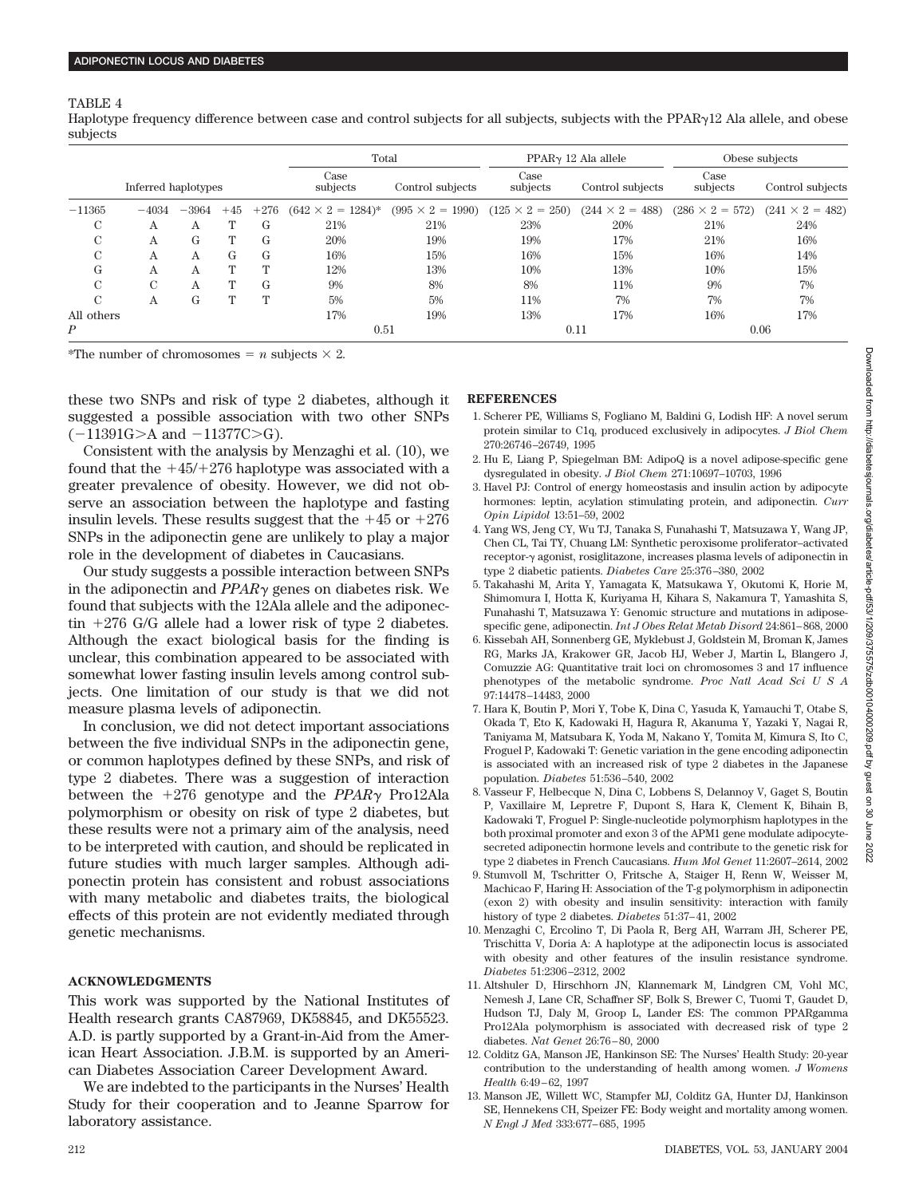TABLE 4

Haplotype frequency difference between case and control subjects for all subjects, subjects with the PPARγ12 Ala allele, and obese subjects

| Inferred haplotypes | | | | | Total | | PPARγ 12 Ala allele | | Obese subjects | |
|---|---|---|---|---|---|---|---|---|---|---|
| | | | | | Case subjects | Control subjects | Case subjects | Control subjects | Case subjects | Control subjects |
| −11365 | −4034 | −3964 | +45 | +276 | (642 × 2 = 1284)* | (995 × 2 = 1990) | (125 × 2 = 250) | (244 × 2 = 488) | (286 × 2 = 572) | (241 × 2 = 482) |
| C | A | A | T | G | 21% | 21% | 23% | 20% | 21% | 24% |
| C | A | G | T | G | 20% | 19% | 19% | 17% | 21% | 16% |
| C | A | A | G | G | 16% | 15% | 16% | 15% | 16% | 14% |
| G | A | A | T | T | 12% | 13% | 10% | 13% | 10% | 15% |
| C | C | A | T | G | 9% | 8% | 8% | 11% | 9% | 7% |
| C | A | G | T | T | 5% | 5% | 11% | 7% | 7% | 7% |
| All others | | | | | 17% | 19% | 13% | 17% | 16% | 17% |
| *P* | | | | | 0.51 | | 0.11 | | 0.06 | |

*The number of chromosomes = *n* subjects × 2.

these two SNPs and risk of type 2 diabetes, although it suggested a possible association with two other SNPs (−11391G>A and −11377C>G).

Consistent with the analysis by Menzaghi et al. (10), we found that the +45/+276 haplotype was associated with a greater prevalence of obesity. However, we did not observe an association between the haplotype and fasting insulin levels. These results suggest that the +45 or +276 SNPs in the adiponectin gene are unlikely to play a major role in the development of diabetes in Caucasians.

Our study suggests a possible interaction between SNPs in the adiponectin and *PPARγ* genes on diabetes risk. We found that subjects with the 12Ala allele and the adiponectin +276 G/G allele had a lower risk of type 2 diabetes. Although the exact biological basis for the finding is unclear, this combination appeared to be associated with somewhat lower fasting insulin levels among control subjects. One limitation of our study is that we did not measure plasma levels of adiponectin.

In conclusion, we did not detect important associations between the five individual SNPs in the adiponectin gene, or common haplotypes defined by these SNPs, and risk of type 2 diabetes. There was a suggestion of interaction between the +276 genotype and the *PPARγ* Pro12Ala polymorphism or obesity on risk of type 2 diabetes, but these results were not a primary aim of the analysis, need to be interpreted with caution, and should be replicated in future studies with much larger samples. Although adiponectin protein has consistent and robust associations with many metabolic and diabetes traits, the biological effects of this protein are not evidently mediated through genetic mechanisms.

## ACKNOWLEDGMENTS

This work was supported by the National Institutes of Health research grants CA87969, DK58845, and DK55523. A.D. is partly supported by a Grant-in-Aid from the American Heart Association. J.B.M. is supported by an American Diabetes Association Career Development Award.

We are indebted to the participants in the Nurses' Health Study for their cooperation and to Jeanne Sparrow for laboratory assistance.

## REFERENCES

1. Scherer PE, Williams S, Fogliano M, Baldini G, Lodish HF: A novel serum protein similar to C1q, produced exclusively in adipocytes. *J Biol Chem* 270:26746–26749, 1995
2. Hu E, Liang P, Spiegelman BM: AdipoQ is a novel adipose-specific gene dysregulated in obesity. *J Biol Chem* 271:10697–10703, 1996
3. Havel PJ: Control of energy homeostasis and insulin action by adipocyte hormones: leptin, acylation stimulating protein, and adiponectin. *Curr Opin Lipidol* 13:51–59, 2002
4. Yang WS, Jeng CY, Wu TJ, Tanaka S, Funahashi T, Matsuzawa Y, Wang JP, Chen CL, Tai TY, Chuang LM: Synthetic peroxisome proliferator–activated receptor-γ agonist, rosiglitazone, increases plasma levels of adiponectin in type 2 diabetic patients. *Diabetes Care* 25:376–380, 2002
5. Takahashi M, Arita Y, Yamagata K, Matsukawa Y, Okutomi K, Horie M, Shimomura I, Hotta K, Kuriyama H, Kihara S, Nakamura T, Yamashita S, Funahashi T, Matsuzawa Y: Genomic structure and mutations in adipose-specific gene, adiponectin. *Int J Obes Relat Metab Disord* 24:861–868, 2000
6. Kissebah AH, Sonnenberg GE, Myklebust J, Goldstein M, Broman K, James RG, Marks JA, Krakower GR, Jacob HJ, Weber J, Martin L, Blangero J, Comuzzie AG: Quantitative trait loci on chromosomes 3 and 17 influence phenotypes of the metabolic syndrome. *Proc Natl Acad Sci U S A* 97:14478–14483, 2000
7. Hara K, Boutin P, Mori Y, Tobe K, Dina C, Yasuda K, Yamauchi T, Otabe S, Okada T, Eto K, Kadowaki H, Hagura R, Akanuma Y, Yazaki Y, Nagai R, Taniyama M, Matsubara K, Yoda M, Nakano Y, Tomita M, Kimura S, Ito C, Froguel P, Kadowaki T: Genetic variation in the gene encoding adiponectin is associated with an increased risk of type 2 diabetes in the Japanese population. *Diabetes* 51:536–540, 2002
8. Vasseur F, Helbecque N, Dina C, Lobbens S, Delannoy V, Gaget S, Boutin P, Vaxillaire M, Lepretre F, Dupont S, Hara K, Clement K, Bihain B, Kadowaki T, Froguel P: Single-nucleotide polymorphism haplotypes in the both proximal promoter and exon 3 of the APM1 gene modulate adipocyte-secreted adiponectin hormone levels and contribute to the genetic risk for type 2 diabetes in French Caucasians. *Hum Mol Genet* 11:2607–2614, 2002
9. Stumvoll M, Tschritter O, Fritsche A, Staiger H, Renn W, Weisser M, Machicao F, Haring H: Association of the T-g polymorphism in adiponectin (exon 2) with obesity and insulin sensitivity: interaction with family history of type 2 diabetes. *Diabetes* 51:37–41, 2002
10. Menzaghi C, Ercolino T, Di Paola R, Berg AH, Warram JH, Scherer PE, Trischitta V, Doria A: A haplotype at the adiponectin locus is associated with obesity and other features of the insulin resistance syndrome. *Diabetes* 51:2306–2312, 2002
11. Altshuler D, Hirschhorn JN, Klannemark M, Lindgren CM, Vohl MC, Nemesh J, Lane CR, Schaffner SF, Bolk S, Brewer C, Tuomi T, Gaudet D, Hudson TJ, Daly M, Groop L, Lander ES: The common PPARgamma Pro12Ala polymorphism is associated with decreased risk of type 2 diabetes. *Nat Genet* 26:76–80, 2000
12. Colditz GA, Manson JE, Hankinson SE: The Nurses' Health Study: 20-year contribution to the understanding of health among women. *J Womens Health* 6:49–62, 1997
13. Manson JE, Willett WC, Stampfer MJ, Colditz GA, Hunter DJ, Hankinson SE, Hennekens CH, Speizer FE: Body weight and mortality among women. *N Engl J Med* 333:677–685, 1995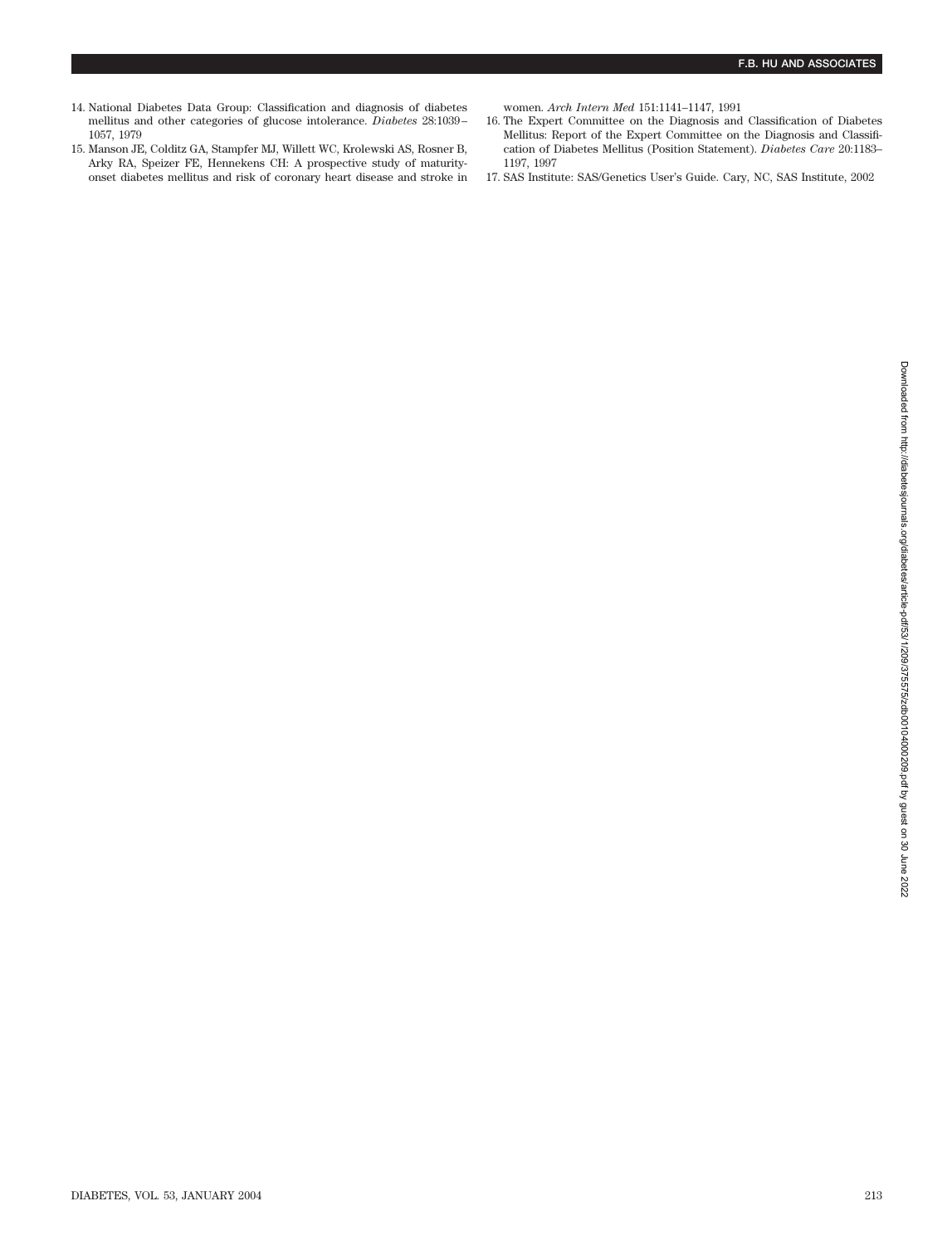14. National Diabetes Data Group: Classification and diagnosis of diabetes mellitus and other categories of glucose intolerance. *Diabetes* 28:1039–1057, 1979
15. Manson JE, Colditz GA, Stampfer MJ, Willett WC, Krolewski AS, Rosner B, Arky RA, Speizer FE, Hennekens CH: A prospective study of maturity-onset diabetes mellitus and risk of coronary heart disease and stroke in women. *Arch Intern Med* 151:1141–1147, 1991
16. The Expert Committee on the Diagnosis and Classification of Diabetes Mellitus: Report of the Expert Committee on the Diagnosis and Classification of Diabetes Mellitus (Position Statement). *Diabetes Care* 20:1183–1197, 1997
17. SAS Institute: SAS/Genetics User's Guide. Cary, NC, SAS Institute, 2002